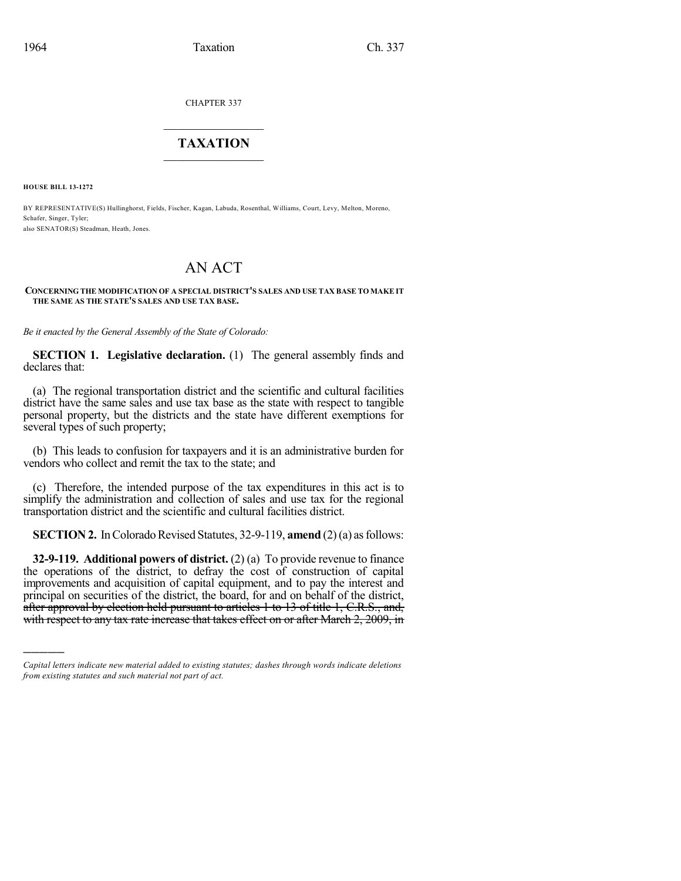CHAPTER 337

# TAXATION

**HOUSE BILL 13-1272**

BY REPRESENTATIVE(S) Hullinghorst, Fields, Fischer, Kagan, Labuda, Rosenthal, Williams, Court, Levy, Melton, Moreno, Schafer, Singer, Tyler;
also SENATOR(S) Steadman, Heath, Jones.

# AN ACT

**CONCERNING THE MODIFICATION OF A SPECIAL DISTRICT'S SALES AND USE TAX BASE TO MAKE IT THE SAME AS THE STATE'S SALES AND USE TAX BASE.**

*Be it enacted by the General Assembly of the State of Colorado:*

**SECTION 1. Legislative declaration.** (1) The general assembly finds and declares that:

(a) The regional transportation district and the scientific and cultural facilities district have the same sales and use tax base as the state with respect to tangible personal property, but the districts and the state have different exemptions for several types of such property;

(b) This leads to confusion for taxpayers and it is an administrative burden for vendors who collect and remit the tax to the state; and

(c) Therefore, the intended purpose of the tax expenditures in this act is to simplify the administration and collection of sales and use tax for the regional transportation district and the scientific and cultural facilities district.

**SECTION 2.** In Colorado Revised Statutes, 32-9-119, **amend** (2) (a) as follows:

**32-9-119. Additional powers of district.** (2) (a) To provide revenue to finance the operations of the district, to defray the cost of construction of capital improvements and acquisition of capital equipment, and to pay the interest and principal on securities of the district, the board, for and on behalf of the district, ~~after approval by election held pursuant to articles 1 to 13 of title 1, C.R.S., and, with respect to any tax rate increase that takes effect on or after March 2, 2009, in~~

---

*Capital letters indicate new material added to existing statutes; dashes through words indicate deletions from existing statutes and such material not part of act.*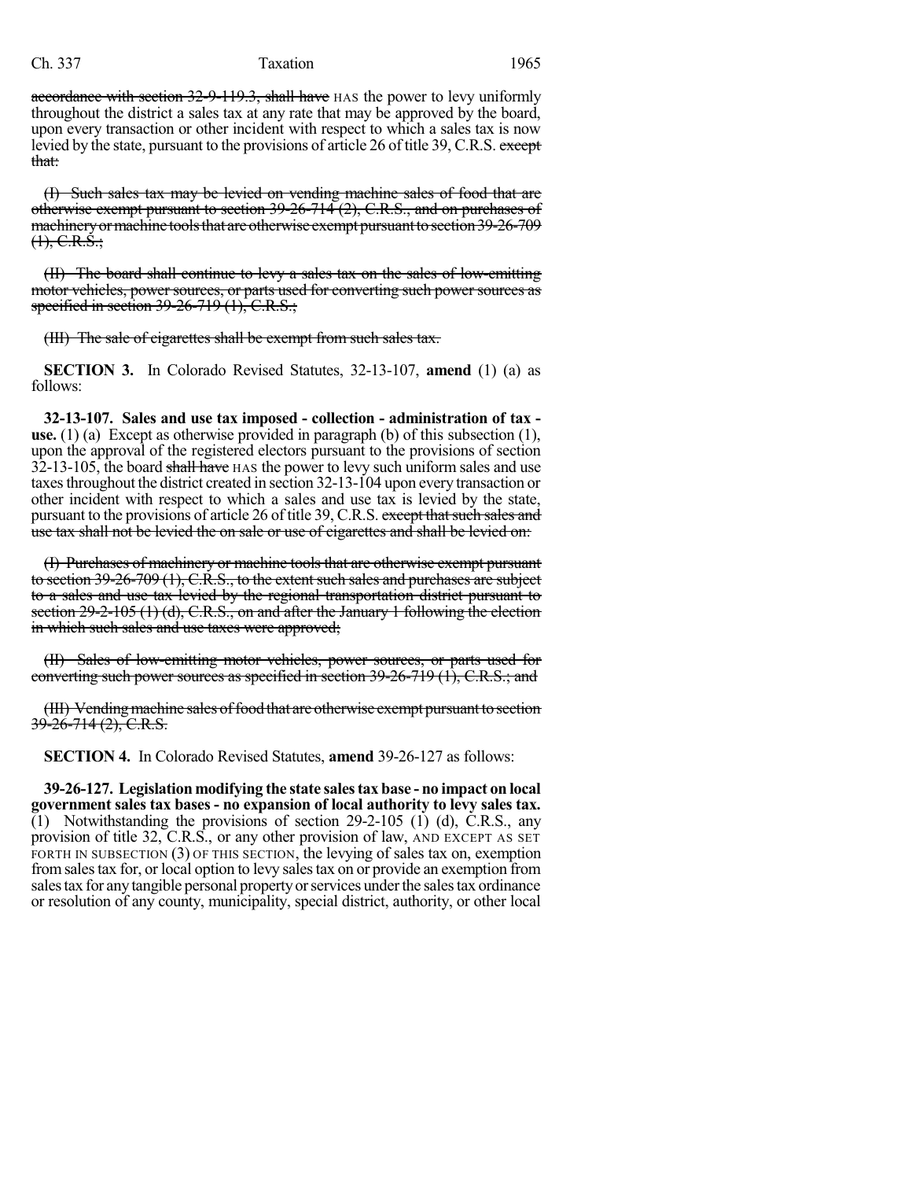~~accordance with section 32-9-119.3, shall have~~ HAS the power to levy uniformly throughout the district a sales tax at any rate that may be approved by the board, upon every transaction or other incident with respect to which a sales tax is now levied by the state, pursuant to the provisions of article 26 of title 39, C.R.S. ~~except that:~~

~~(I) Such sales tax may be levied on vending machine sales of food that are otherwise exempt pursuant to section 39-26-714 (2), C.R.S., and on purchases of machinery or machine tools that are otherwise exempt pursuant to section 39-26-709 (1), C.R.S.;~~

~~(II) The board shall continue to levy a sales tax on the sales of low-emitting motor vehicles, power sources, or parts used for converting such power sources as specified in section 39-26-719 (1), C.R.S.;~~

~~(III) The sale of cigarettes shall be exempt from such sales tax.~~

**SECTION 3.** In Colorado Revised Statutes, 32-13-107, **amend** (1) (a) as follows:

**32-13-107. Sales and use tax imposed - collection - administration of tax - use.** (1) (a) Except as otherwise provided in paragraph (b) of this subsection (1), upon the approval of the registered electors pursuant to the provisions of section 32-13-105, the board ~~shall have~~ HAS the power to levy such uniform sales and use taxes throughout the district created in section 32-13-104 upon every transaction or other incident with respect to which a sales and use tax is levied by the state, pursuant to the provisions of article 26 of title 39, C.R.S. ~~except that such sales and use tax shall not be levied the on sale or use of cigarettes and shall be levied on:~~

~~(I) Purchases of machinery or machine tools that are otherwise exempt pursuant to section 39-26-709 (1), C.R.S., to the extent such sales and purchases are subject to a sales and use tax levied by the regional transportation district pursuant to section 29-2-105 (1) (d), C.R.S., on and after the January 1 following the election in which such sales and use taxes were approved;~~

~~(II) Sales of low-emitting motor vehicles, power sources, or parts used for converting such power sources as specified in section 39-26-719 (1), C.R.S.; and~~

~~(III) Vending machine sales of food that are otherwise exempt pursuant to section 39-26-714 (2), C.R.S.~~

**SECTION 4.** In Colorado Revised Statutes, **amend** 39-26-127 as follows:

**39-26-127. Legislation modifying the state sales tax base - no impact on local government sales tax bases - no expansion of local authority to levy sales tax.** (1) Notwithstanding the provisions of section 29-2-105 (1) (d), C.R.S., any provision of title 32, C.R.S., or any other provision of law, AND EXCEPT AS SET FORTH IN SUBSECTION (3) OF THIS SECTION, the levying of sales tax on, exemption from sales tax for, or local option to levy sales tax on or provide an exemption from sales tax for any tangible personal property or services under the sales tax ordinance or resolution of any county, municipality, special district, authority, or other local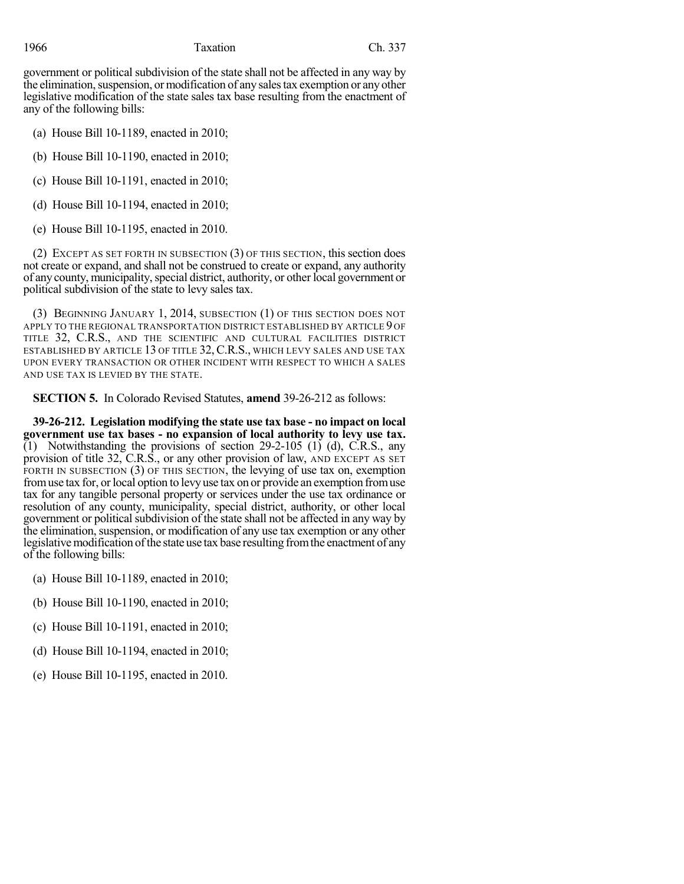government or political subdivision of the state shall not be affected in any way by the elimination, suspension, or modification of any sales tax exemption or any other legislative modification of the state sales tax base resulting from the enactment of any of the following bills:

(a) House Bill 10-1189, enacted in 2010;

(b) House Bill 10-1190, enacted in 2010;

(c) House Bill 10-1191, enacted in 2010;

(d) House Bill 10-1194, enacted in 2010;

(e) House Bill 10-1195, enacted in 2010.

(2) EXCEPT AS SET FORTH IN SUBSECTION (3) OF THIS SECTION, this section does not create or expand, and shall not be construed to create or expand, any authority of any county, municipality, special district, authority, or other local government or political subdivision of the state to levy sales tax.

(3) BEGINNING JANUARY 1, 2014, SUBSECTION (1) OF THIS SECTION DOES NOT APPLY TO THE REGIONAL TRANSPORTATION DISTRICT ESTABLISHED BY ARTICLE 9 OF TITLE 32, C.R.S., AND THE SCIENTIFIC AND CULTURAL FACILITIES DISTRICT ESTABLISHED BY ARTICLE 13 OF TITLE 32, C.R.S., WHICH LEVY SALES AND USE TAX UPON EVERY TRANSACTION OR OTHER INCIDENT WITH RESPECT TO WHICH A SALES AND USE TAX IS LEVIED BY THE STATE.

**SECTION 5.** In Colorado Revised Statutes, **amend** 39-26-212 as follows:

**39-26-212. Legislation modifying the state use tax base - no impact on local government use tax bases - no expansion of local authority to levy use tax.** (1) Notwithstanding the provisions of section 29-2-105 (1) (d), C.R.S., any provision of title 32, C.R.S., or any other provision of law, AND EXCEPT AS SET FORTH IN SUBSECTION (3) OF THIS SECTION, the levying of use tax on, exemption from use tax for, or local option to levy use tax on or provide an exemption from use tax for any tangible personal property or services under the use tax ordinance or resolution of any county, municipality, special district, authority, or other local government or political subdivision of the state shall not be affected in any way by the elimination, suspension, or modification of any use tax exemption or any other legislative modification of the state use tax base resulting from the enactment of any of the following bills:

(a) House Bill 10-1189, enacted in 2010;

(b) House Bill 10-1190, enacted in 2010;

(c) House Bill 10-1191, enacted in 2010;

(d) House Bill 10-1194, enacted in 2010;

(e) House Bill 10-1195, enacted in 2010.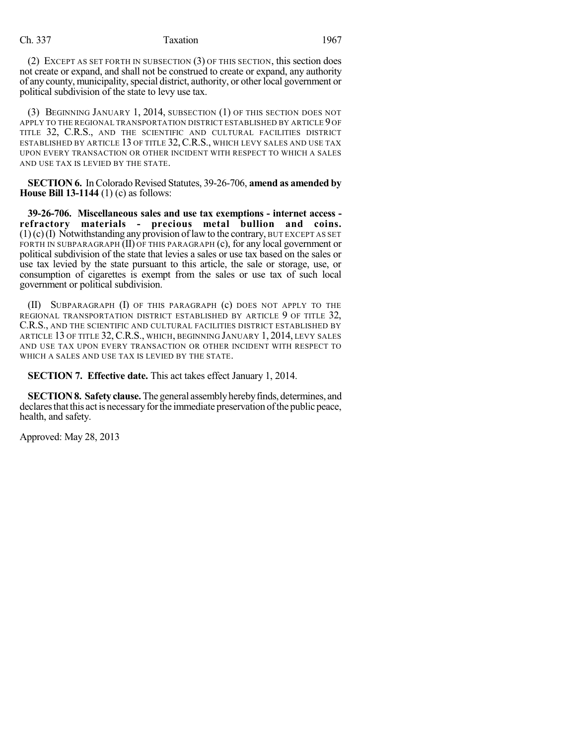(2) EXCEPT AS SET FORTH IN SUBSECTION (3) OF THIS SECTION, this section does not create or expand, and shall not be construed to create or expand, any authority of any county, municipality, special district, authority, or other local government or political subdivision of the state to levy use tax.

(3) BEGINNING JANUARY 1, 2014, SUBSECTION (1) OF THIS SECTION DOES NOT APPLY TO THE REGIONAL TRANSPORTATION DISTRICT ESTABLISHED BY ARTICLE 9 OF TITLE 32, C.R.S., AND THE SCIENTIFIC AND CULTURAL FACILITIES DISTRICT ESTABLISHED BY ARTICLE 13 OF TITLE 32, C.R.S., WHICH LEVY SALES AND USE TAX UPON EVERY TRANSACTION OR OTHER INCIDENT WITH RESPECT TO WHICH A SALES AND USE TAX IS LEVIED BY THE STATE.

**SECTION 6.** In Colorado Revised Statutes, 39-26-706, **amend as amended by House Bill 13-1144** (1) (c) as follows:

**39-26-706. Miscellaneous sales and use tax exemptions - internet access - refractory materials - precious metal bullion and coins.** (1) (c) (I) Notwithstanding any provision of law to the contrary, BUT EXCEPT AS SET FORTH IN SUBPARAGRAPH (II) OF THIS PARAGRAPH (c), for any local government or political subdivision of the state that levies a sales or use tax based on the sales or use tax levied by the state pursuant to this article, the sale or storage, use, or consumption of cigarettes is exempt from the sales or use tax of such local government or political subdivision.

(II) SUBPARAGRAPH (I) OF THIS PARAGRAPH (c) DOES NOT APPLY TO THE REGIONAL TRANSPORTATION DISTRICT ESTABLISHED BY ARTICLE 9 OF TITLE 32, C.R.S., AND THE SCIENTIFIC AND CULTURAL FACILITIES DISTRICT ESTABLISHED BY ARTICLE 13 OF TITLE 32, C.R.S., WHICH, BEGINNING JANUARY 1, 2014, LEVY SALES AND USE TAX UPON EVERY TRANSACTION OR OTHER INCIDENT WITH RESPECT TO WHICH A SALES AND USE TAX IS LEVIED BY THE STATE.

**SECTION 7. Effective date.** This act takes effect January 1, 2014.

**SECTION 8. Safety clause.** The general assembly hereby finds, determines, and declares that this act is necessary for the immediate preservation of the public peace, health, and safety.

Approved: May 28, 2013